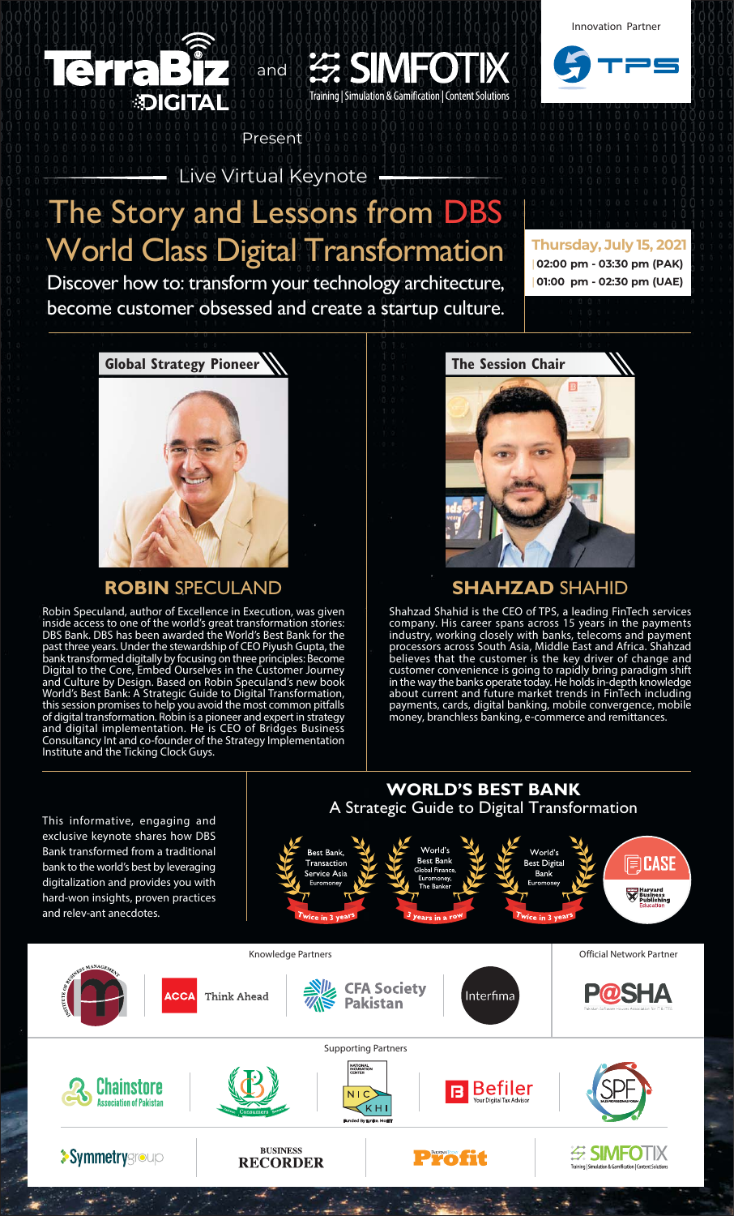TerraBiz DIGITAL and SIMFOTIX

Training | Simulation & Gamification | Content Solutions

Innovation Partner

TPS

Present

Live Virtual Keynote

# The Story and Lessons from DBS World Class Digital Transformation

Discover how to: transform your technology architecture, become customer obsessed and create a startup culture.

**Thursday, July 15, 2021**

**02:00 pm - 03:30 pm (PAK)**

**01:00 pm - 02:30 pm (UAE)**

**Global Strategy Pioneer**

## ROBIN SPECULAND

Robin Speculand, author of Excellence in Execution, was given inside access to one of the world's great transformation stories: DBS Bank. DBS has been awarded the World's Best Bank for the past three years. Under the stewardship of CEO Piyush Gupta, the bank transformed digitally by focusing on three principles: Become Digital to the Core, Embed Ourselves in the Customer Journey and Culture by Design. Based on Robin Speculand's new book World's Best Bank: A Strategic Guide to Digital Transformation, this session promises to help you avoid the most common pitfalls of digital transformation. Robin is a pioneer and expert in strategy and digital implementation. He is CEO of Bridges Business Consultancy Int and co-founder of the Strategy Implementation Institute and the Ticking Clock Guys.

**The Session Chair**

## SHAHZAD SHAHID

Shahzad Shahid is the CEO of TPS, a leading FinTech services company. His career spans across 15 years in the payments industry, working closely with banks, telecoms and payment processors across South Asia, Middle East and Africa. Shahzad believes that the customer is the key driver of change and customer convenience is going to rapidly bring paradigm shift in the way the banks operate today. He holds in-depth knowledge about current and future market trends in FinTech including payments, cards, digital banking, mobile convergence, mobile money, branchless banking, e-commerce and remittances.

This informative, engaging and exclusive keynote shares how DBS Bank transformed from a traditional bank to the world's best by leveraging digitalization and provides you with hard-won insights, proven practices and relev-ant anecdotes.

## WORLD'S BEST BANK

A Strategic Guide to Digital Transformation

- Best Bank, Transaction Service Asia, Euromoney — Twice in 3 years
- World's Best Bank, Global Finance, Euromoney, The Banker — 3 years in a row
- World's Best Digital Bank, Euromoney — Twice in 3 years
- CASE — Harvard Business Publishing Education

Knowledge Partners

Institute of Business Management | ACCA Think Ahead | CFA Society Pakistan | Interfima

Official Network Partner

P@SHA

Supporting Partners

Chainstore Association of Pakistan | Consumers | NIC KHI | Befiler Your Digital Tax Advisor | SPF

Symmetrygroup | BUSINESS RECORDER | Profit | SIMFOTIX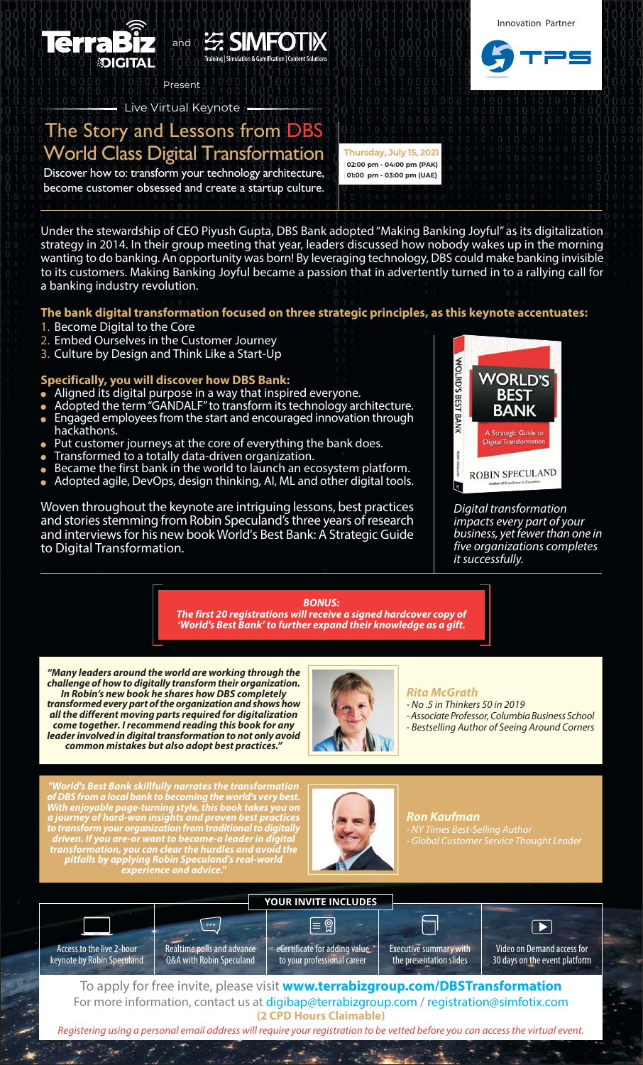TerraBiz DIGITAL and SIMFOTIX Training | Simulation & Gamification | Content Solutions

Present

Innovation Partner

TPS

Live Virtual Keynote

# The Story and Lessons from DBS World Class Digital Transformation

Discover how to: transform your technology architecture, become customer obsessed and create a startup culture.

**Thursday, July 15, 2021**
**02:00 pm - 04:00 pm (PAK)**
**01:00 pm - 03:00 pm (UAE)**

Under the stewardship of CEO Piyush Gupta, DBS Bank adopted "Making Banking Joyful" as its digitalization strategy in 2014. In their group meeting that year, leaders discussed how nobody wakes up in the morning wanting to do banking. An opportunity was born! By leveraging technology, DBS could make banking invisible to its customers. Making Banking Joyful became a passion that in advertently turned in to a rallying call for a banking industry revolution.

**The bank digital transformation focused on three strategic principles, as this keynote accentuates:**

1. Become Digital to the Core
2. Embed Ourselves in the Customer Journey
3. Culture by Design and Think Like a Start-Up

**Specifically, you will discover how DBS Bank:**

- Aligned its digital purpose in a way that inspired everyone.
- Adopted the term "GANDALF" to transform its technology architecture.
- Engaged employees from the start and encouraged innovation through hackathons.
- Put customer journeys at the core of everything the bank does.
- Transformed to a totally data-driven organization.
- Became the first bank in the world to launch an ecosystem platform.
- Adopted agile, DevOps, design thinking, AI, ML and other digital tools.

Woven throughout the keynote are intriguing lessons, best practices and stories stemming from Robin Speculand's three years of research and interviews for his new book World's Best Bank: A Strategic Guide to Digital Transformation.

WORLD'S BEST BANK
A Strategic Guide to Digital Transformation
ROBIN SPECULAND

*Digital transformation impacts every part of your business, yet fewer than one in five organizations completes it successfully.*

***BONUS:***
***The first 20 registrations will receive a signed hardcover copy of 'World's Best Bank' to further expand their knowledge as a gift.***

***"Many leaders around the world are working through the challenge of how to digitally transform their organization. In Robin's new book he shares how DBS completely transformed every part of the organization and shows how all the different moving parts required for digitalization come together. I recommend reading this book for any leader involved in digital transformation to not only avoid common mistakes but also adopt best practices."***

***Rita McGrath***
*- No .5 in Thinkers 50 in 2019*
*- Associate Professor, Columbia Business School*
*- Bestselling Author of Seeing Around Corners*

***"World's Best Bank skillfully narrates the transformation of DBS from a local bank to becoming the world's very best. With enjoyable page-turning style, this book takes you on a journey of hard-won insights and proven best practices to transform your organization from traditional to digitally driven. If you are-or want to become-a leader in digital transformation, you can clear the hurdles and avoid the pitfalls by applying Robin Speculand's real-world experience and advice."***

***Ron Kaufman***
*- NY Times Best-Selling Author*
*- Global Customer Service Thought Leader*

**YOUR INVITE INCLUDES**

| | | | | |
|---|---|---|---|---|
| Access to the live 2-hour keynote by Robin Speculand | Realtime polls and advance Q&A with Robin Speculand | eCertificate for adding value to your professional career | Executive summary with the presentation slides | Video on Demand access for 30 days on the event platform |

To apply for free invite, please visit **www.terrabizgroup.com/DBSTransformation**

For more information, contact us at digibap@terrabizgroup.com / registration@simfotix.com

**(2 CPD Hours Claimable)**

*Registering using a personal email address will require your registration to be vetted before you can access the virtual event.*